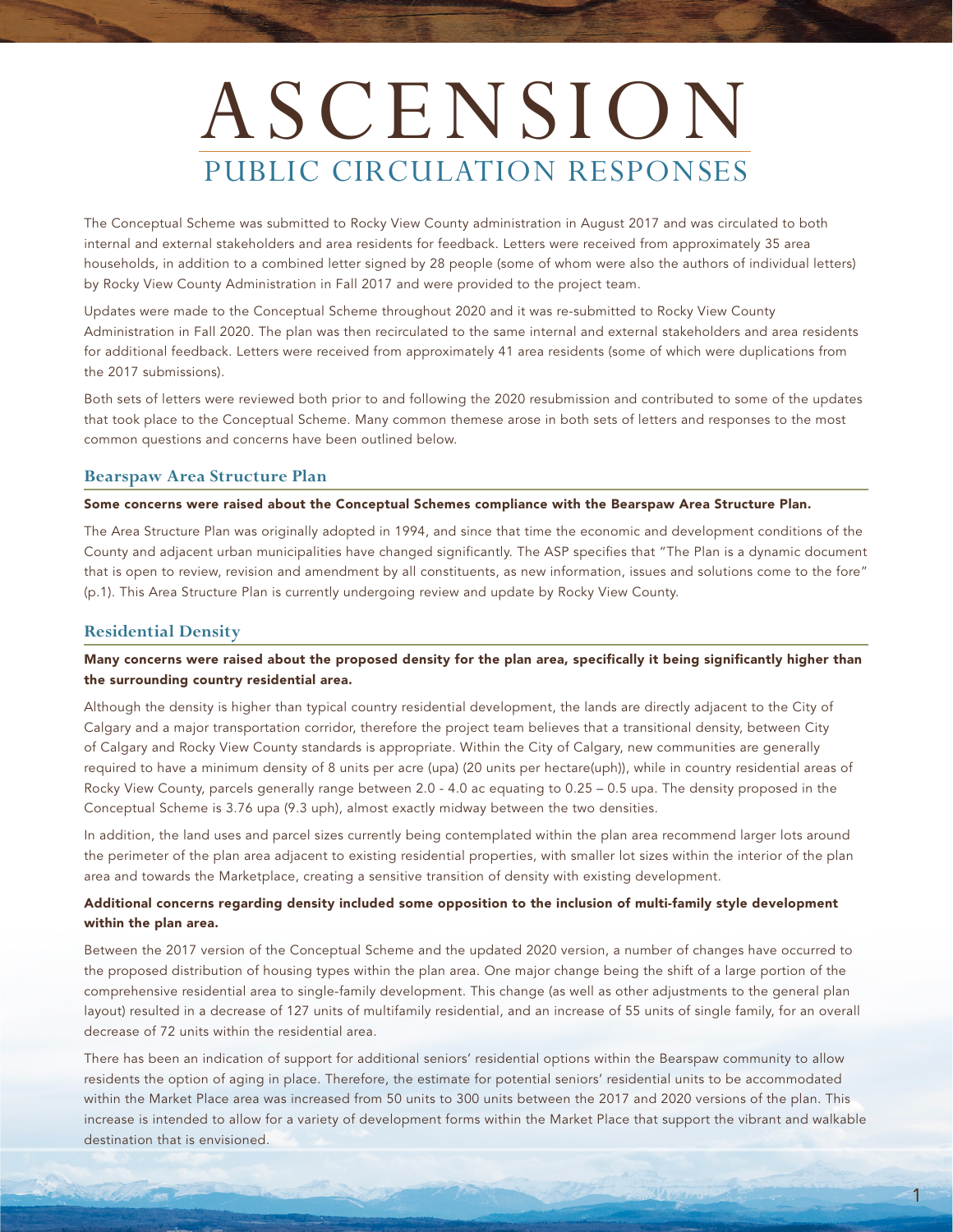# ASCENSION

## PUBLIC CIRCULATION RESPONSES

The Conceptual Scheme was submitted to Rocky View County administration in August 2017 and was circulated to both internal and external stakeholders and area residents for feedback. Letters were received from approximately 35 area households, in addition to a combined letter signed by 28 people (some of whom were also the authors of individual letters) by Rocky View County Administration in Fall 2017 and were provided to the project team.

Updates were made to the Conceptual Scheme throughout 2020 and it was re-submitted to Rocky View County Administration in Fall 2020. The plan was then recirculated to the same internal and external stakeholders and area residents for additional feedback. Letters were received from approximately 41 area residents (some of which were duplications from the 2017 submissions).

Both sets of letters were reviewed both prior to and following the 2020 resubmission and contributed to some of the updates that took place to the Conceptual Scheme. Many common themese arose in both sets of letters and responses to the most common questions and concerns have been outlined below.

### Bearspaw Area Structure Plan

**Some concerns were raised about the Conceptual Schemes compliance with the Bearspaw Area Structure Plan.**

The Area Structure Plan was originally adopted in 1994, and since that time the economic and development conditions of the County and adjacent urban municipalities have changed significantly. The ASP specifies that "The Plan is a dynamic document that is open to review, revision and amendment by all constituents, as new information, issues and solutions come to the fore" (p.1). This Area Structure Plan is currently undergoing review and update by Rocky View County.

### Residential Density

**Many concerns were raised about the proposed density for the plan area, specifically it being significantly higher than the surrounding country residential area.**

Although the density is higher than typical country residential development, the lands are directly adjacent to the City of Calgary and a major transportation corridor, therefore the project team believes that a transitional density, between City of Calgary and Rocky View County standards is appropriate. Within the City of Calgary, new communities are generally required to have a minimum density of 8 units per acre (upa) (20 units per hectare(uph)), while in country residential areas of Rocky View County, parcels generally range between 2.0 - 4.0 ac equating to 0.25 – 0.5 upa. The density proposed in the Conceptual Scheme is 3.76 upa (9.3 uph), almost exactly midway between the two densities.

In addition, the land uses and parcel sizes currently being contemplated within the plan area recommend larger lots around the perimeter of the plan area adjacent to existing residential properties, with smaller lot sizes within the interior of the plan area and towards the Marketplace, creating a sensitive transition of density with existing development.

**Additional concerns regarding density included some opposition to the inclusion of multi-family style development within the plan area.**

Between the 2017 version of the Conceptual Scheme and the updated 2020 version, a number of changes have occurred to the proposed distribution of housing types within the plan area. One major change being the shift of a large portion of the comprehensive residential area to single-family development. This change (as well as other adjustments to the general plan layout) resulted in a decrease of 127 units of multifamily residential, and an increase of 55 units of single family, for an overall decrease of 72 units within the residential area.

There has been an indication of support for additional seniors' residential options within the Bearspaw community to allow residents the option of aging in place. Therefore, the estimate for potential seniors' residential units to be accommodated within the Market Place area was increased from 50 units to 300 units between the 2017 and 2020 versions of the plan. This increase is intended to allow for a variety of development forms within the Market Place that support the vibrant and walkable destination that is envisioned.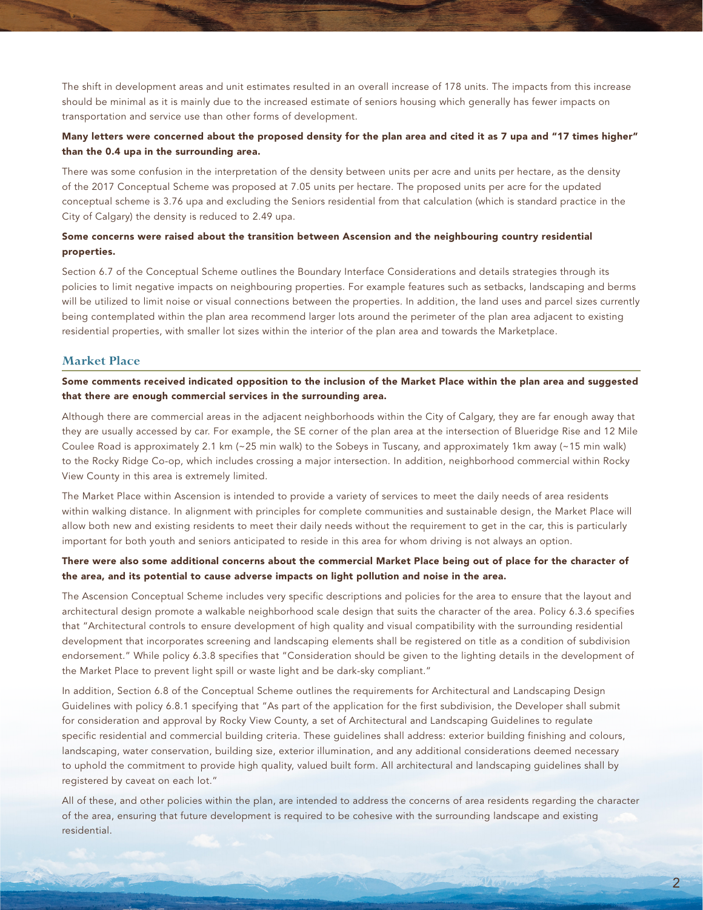The shift in development areas and unit estimates resulted in an overall increase of 178 units. The impacts from this increase should be minimal as it is mainly due to the increased estimate of seniors housing which generally has fewer impacts on transportation and service use than other forms of development.

**Many letters were concerned about the proposed density for the plan area and cited it as 7 upa and "17 times higher" than the 0.4 upa in the surrounding area.**

There was some confusion in the interpretation of the density between units per acre and units per hectare, as the density of the 2017 Conceptual Scheme was proposed at 7.05 units per hectare. The proposed units per acre for the updated conceptual scheme is 3.76 upa and excluding the Seniors residential from that calculation (which is standard practice in the City of Calgary) the density is reduced to 2.49 upa.

**Some concerns were raised about the transition between Ascension and the neighbouring country residential properties.**

Section 6.7 of the Conceptual Scheme outlines the Boundary Interface Considerations and details strategies through its policies to limit negative impacts on neighbouring properties. For example features such as setbacks, landscaping and berms will be utilized to limit noise or visual connections between the properties. In addition, the land uses and parcel sizes currently being contemplated within the plan area recommend larger lots around the perimeter of the plan area adjacent to existing residential properties, with smaller lot sizes within the interior of the plan area and towards the Marketplace.

## Market Place

**Some comments received indicated opposition to the inclusion of the Market Place within the plan area and suggested that there are enough commercial services in the surrounding area.**

Although there are commercial areas in the adjacent neighborhoods within the City of Calgary, they are far enough away that they are usually accessed by car. For example, the SE corner of the plan area at the intersection of Blueridge Rise and 12 Mile Coulee Road is approximately 2.1 km (~25 min walk) to the Sobeys in Tuscany, and approximately 1km away (~15 min walk) to the Rocky Ridge Co-op, which includes crossing a major intersection. In addition, neighborhood commercial within Rocky View County in this area is extremely limited.

The Market Place within Ascension is intended to provide a variety of services to meet the daily needs of area residents within walking distance. In alignment with principles for complete communities and sustainable design, the Market Place will allow both new and existing residents to meet their daily needs without the requirement to get in the car, this is particularly important for both youth and seniors anticipated to reside in this area for whom driving is not always an option.

**There were also some additional concerns about the commercial Market Place being out of place for the character of the area, and its potential to cause adverse impacts on light pollution and noise in the area.**

The Ascension Conceptual Scheme includes very specific descriptions and policies for the area to ensure that the layout and architectural design promote a walkable neighborhood scale design that suits the character of the area. Policy 6.3.6 specifies that "Architectural controls to ensure development of high quality and visual compatibility with the surrounding residential development that incorporates screening and landscaping elements shall be registered on title as a condition of subdivision endorsement." While policy 6.3.8 specifies that "Consideration should be given to the lighting details in the development of the Market Place to prevent light spill or waste light and be dark-sky compliant."

In addition, Section 6.8 of the Conceptual Scheme outlines the requirements for Architectural and Landscaping Design Guidelines with policy 6.8.1 specifying that "As part of the application for the first subdivision, the Developer shall submit for consideration and approval by Rocky View County, a set of Architectural and Landscaping Guidelines to regulate specific residential and commercial building criteria. These guidelines shall address: exterior building finishing and colours, landscaping, water conservation, building size, exterior illumination, and any additional considerations deemed necessary to uphold the commitment to provide high quality, valued built form. All architectural and landscaping guidelines shall by registered by caveat on each lot."

All of these, and other policies within the plan, are intended to address the concerns of area residents regarding the character of the area, ensuring that future development is required to be cohesive with the surrounding landscape and existing residential.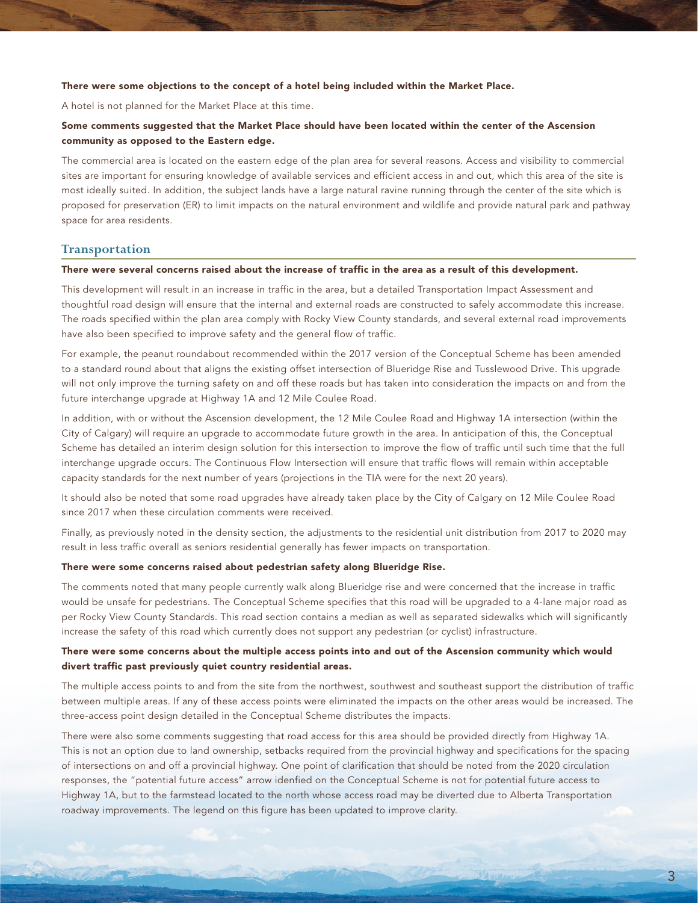**There were some objections to the concept of a hotel being included within the Market Place.**

A hotel is not planned for the Market Place at this time.

**Some comments suggested that the Market Place should have been located within the center of the Ascension community as opposed to the Eastern edge.**

The commercial area is located on the eastern edge of the plan area for several reasons. Access and visibility to commercial sites are important for ensuring knowledge of available services and efficient access in and out, which this area of the site is most ideally suited. In addition, the subject lands have a large natural ravine running through the center of the site which is proposed for preservation (ER) to limit impacts on the natural environment and wildlife and provide natural park and pathway space for area residents.

## Transportation

**There were several concerns raised about the increase of traffic in the area as a result of this development.**

This development will result in an increase in traffic in the area, but a detailed Transportation Impact Assessment and thoughtful road design will ensure that the internal and external roads are constructed to safely accommodate this increase. The roads specified within the plan area comply with Rocky View County standards, and several external road improvements have also been specified to improve safety and the general flow of traffic.

For example, the peanut roundabout recommended within the 2017 version of the Conceptual Scheme has been amended to a standard round about that aligns the existing offset intersection of Blueridge Rise and Tusslewood Drive. This upgrade will not only improve the turning safety on and off these roads but has taken into consideration the impacts on and from the future interchange upgrade at Highway 1A and 12 Mile Coulee Road.

In addition, with or without the Ascension development, the 12 Mile Coulee Road and Highway 1A intersection (within the City of Calgary) will require an upgrade to accommodate future growth in the area. In anticipation of this, the Conceptual Scheme has detailed an interim design solution for this intersection to improve the flow of traffic until such time that the full interchange upgrade occurs. The Continuous Flow Intersection will ensure that traffic flows will remain within acceptable capacity standards for the next number of years (projections in the TIA were for the next 20 years).

It should also be noted that some road upgrades have already taken place by the City of Calgary on 12 Mile Coulee Road since 2017 when these circulation comments were received.

Finally, as previously noted in the density section, the adjustments to the residential unit distribution from 2017 to 2020 may result in less traffic overall as seniors residential generally has fewer impacts on transportation.

**There were some concerns raised about pedestrian safety along Blueridge Rise.**

The comments noted that many people currently walk along Blueridge rise and were concerned that the increase in traffic would be unsafe for pedestrians. The Conceptual Scheme specifies that this road will be upgraded to a 4-lane major road as per Rocky View County Standards. This road section contains a median as well as separated sidewalks which will significantly increase the safety of this road which currently does not support any pedestrian (or cyclist) infrastructure.

**There were some concerns about the multiple access points into and out of the Ascension community which would divert traffic past previously quiet country residential areas.**

The multiple access points to and from the site from the northwest, southwest and southeast support the distribution of traffic between multiple areas. If any of these access points were eliminated the impacts on the other areas would be increased. The three-access point design detailed in the Conceptual Scheme distributes the impacts.

There were also some comments suggesting that road access for this area should be provided directly from Highway 1A. This is not an option due to land ownership, setbacks required from the provincial highway and specifications for the spacing of intersections on and off a provincial highway. One point of clarification that should be noted from the 2020 circulation responses, the "potential future access" arrow idenfied on the Conceptual Scheme is not for potential future access to Highway 1A, but to the farmstead located to the north whose access road may be diverted due to Alberta Transportation roadway improvements. The legend on this figure has been updated to improve clarity.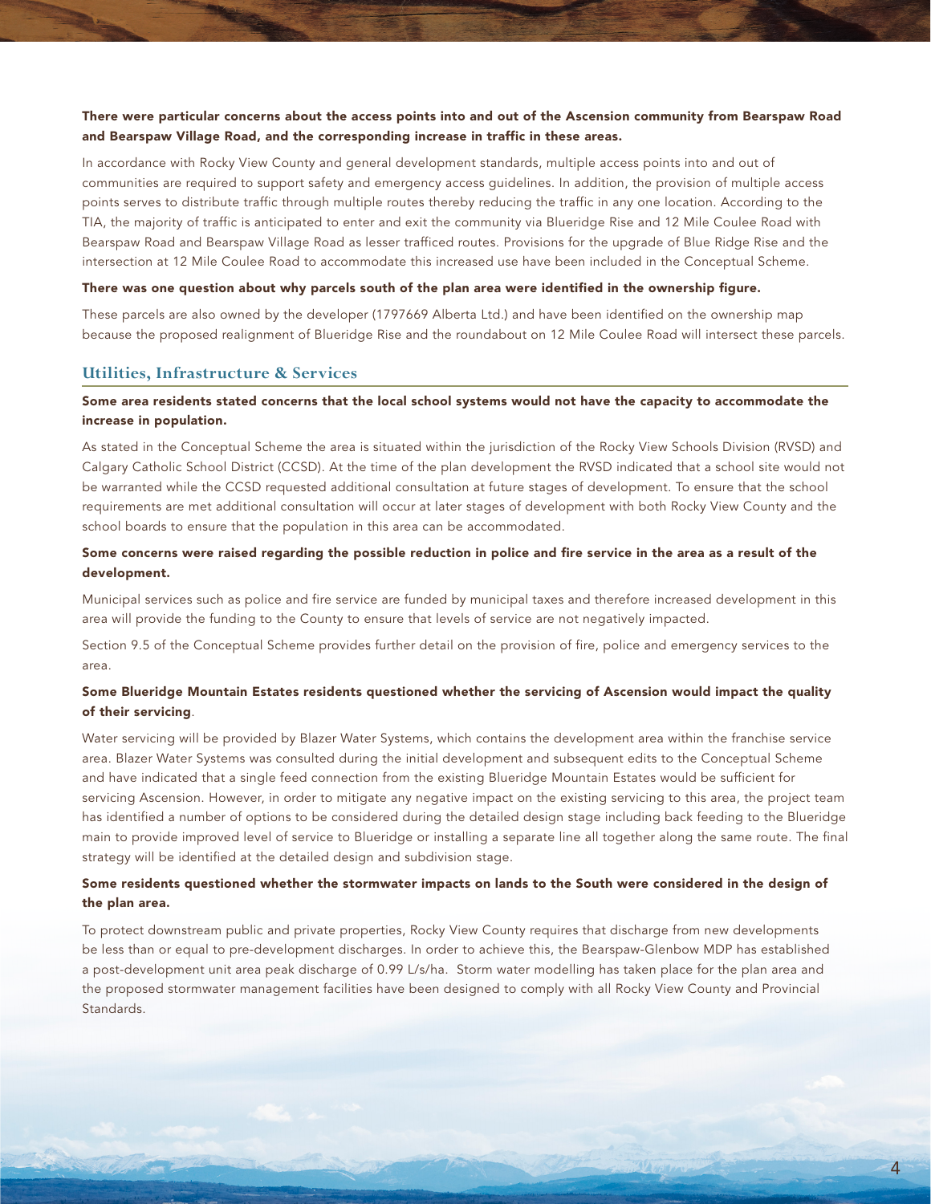**There were particular concerns about the access points into and out of the Ascension community from Bearspaw Road and Bearspaw Village Road, and the corresponding increase in traffic in these areas.**

In accordance with Rocky View County and general development standards, multiple access points into and out of communities are required to support safety and emergency access guidelines. In addition, the provision of multiple access points serves to distribute traffic through multiple routes thereby reducing the traffic in any one location. According to the TIA, the majority of traffic is anticipated to enter and exit the community via Blueridge Rise and 12 Mile Coulee Road with Bearspaw Road and Bearspaw Village Road as lesser trafficed routes. Provisions for the upgrade of Blue Ridge Rise and the intersection at 12 Mile Coulee Road to accommodate this increased use have been included in the Conceptual Scheme.

**There was one question about why parcels south of the plan area were identified in the ownership figure.**

These parcels are also owned by the developer (1797669 Alberta Ltd.) and have been identified on the ownership map because the proposed realignment of Blueridge Rise and the roundabout on 12 Mile Coulee Road will intersect these parcels.

## Utilities, Infrastructure & Services

**Some area residents stated concerns that the local school systems would not have the capacity to accommodate the increase in population.**

As stated in the Conceptual Scheme the area is situated within the jurisdiction of the Rocky View Schools Division (RVSD) and Calgary Catholic School District (CCSD). At the time of the plan development the RVSD indicated that a school site would not be warranted while the CCSD requested additional consultation at future stages of development. To ensure that the school requirements are met additional consultation will occur at later stages of development with both Rocky View County and the school boards to ensure that the population in this area can be accommodated.

**Some concerns were raised regarding the possible reduction in police and fire service in the area as a result of the development.**

Municipal services such as police and fire service are funded by municipal taxes and therefore increased development in this area will provide the funding to the County to ensure that levels of service are not negatively impacted.

Section 9.5 of the Conceptual Scheme provides further detail on the provision of fire, police and emergency services to the area.

**Some Blueridge Mountain Estates residents questioned whether the servicing of Ascension would impact the quality of their servicing**.

Water servicing will be provided by Blazer Water Systems, which contains the development area within the franchise service area. Blazer Water Systems was consulted during the initial development and subsequent edits to the Conceptual Scheme and have indicated that a single feed connection from the existing Blueridge Mountain Estates would be sufficient for servicing Ascension. However, in order to mitigate any negative impact on the existing servicing to this area, the project team has identified a number of options to be considered during the detailed design stage including back feeding to the Blueridge main to provide improved level of service to Blueridge or installing a separate line all together along the same route. The final strategy will be identified at the detailed design and subdivision stage.

**Some residents questioned whether the stormwater impacts on lands to the South were considered in the design of the plan area.**

To protect downstream public and private properties, Rocky View County requires that discharge from new developments be less than or equal to pre-development discharges. In order to achieve this, the Bearspaw-Glenbow MDP has established a post-development unit area peak discharge of 0.99 L/s/ha. Storm water modelling has taken place for the plan area and the proposed stormwater management facilities have been designed to comply with all Rocky View County and Provincial Standards.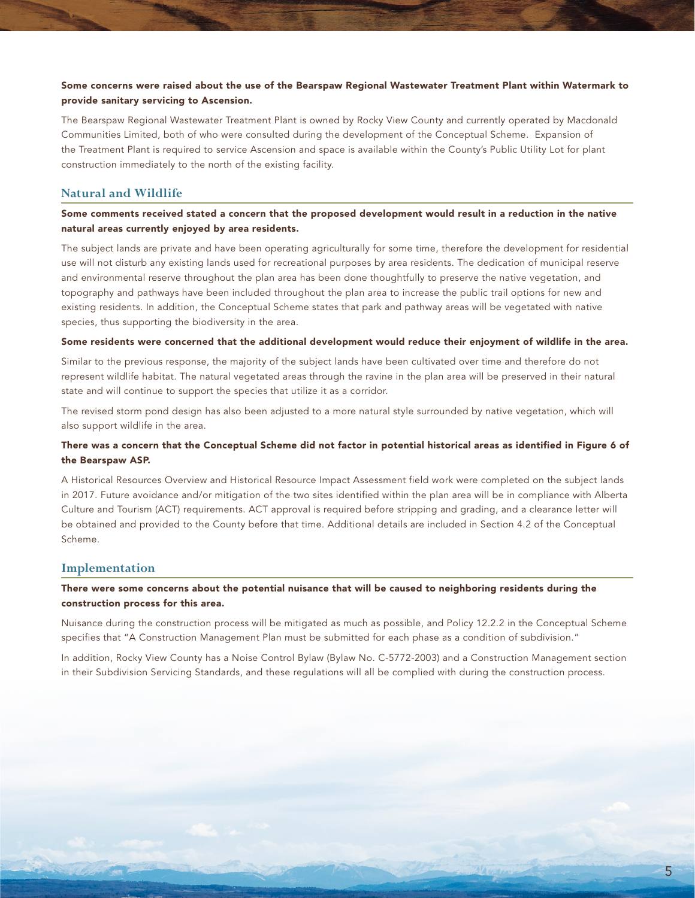**Some concerns were raised about the use of the Bearspaw Regional Wastewater Treatment Plant within Watermark to provide sanitary servicing to Ascension.**

The Bearspaw Regional Wastewater Treatment Plant is owned by Rocky View County and currently operated by Macdonald Communities Limited, both of who were consulted during the development of the Conceptual Scheme. Expansion of the Treatment Plant is required to service Ascension and space is available within the County's Public Utility Lot for plant construction immediately to the north of the existing facility.

## Natural and Wildlife

**Some comments received stated a concern that the proposed development would result in a reduction in the native natural areas currently enjoyed by area residents.**

The subject lands are private and have been operating agriculturally for some time, therefore the development for residential use will not disturb any existing lands used for recreational purposes by area residents. The dedication of municipal reserve and environmental reserve throughout the plan area has been done thoughtfully to preserve the native vegetation, and topography and pathways have been included throughout the plan area to increase the public trail options for new and existing residents. In addition, the Conceptual Scheme states that park and pathway areas will be vegetated with native species, thus supporting the biodiversity in the area.

**Some residents were concerned that the additional development would reduce their enjoyment of wildlife in the area.**

Similar to the previous response, the majority of the subject lands have been cultivated over time and therefore do not represent wildlife habitat. The natural vegetated areas through the ravine in the plan area will be preserved in their natural state and will continue to support the species that utilize it as a corridor.

The revised storm pond design has also been adjusted to a more natural style surrounded by native vegetation, which will also support wildlife in the area.

**There was a concern that the Conceptual Scheme did not factor in potential historical areas as identified in Figure 6 of the Bearspaw ASP.**

A Historical Resources Overview and Historical Resource Impact Assessment field work were completed on the subject lands in 2017. Future avoidance and/or mitigation of the two sites identified within the plan area will be in compliance with Alberta Culture and Tourism (ACT) requirements. ACT approval is required before stripping and grading, and a clearance letter will be obtained and provided to the County before that time. Additional details are included in Section 4.2 of the Conceptual Scheme.

## Implementation

**There were some concerns about the potential nuisance that will be caused to neighboring residents during the construction process for this area.**

Nuisance during the construction process will be mitigated as much as possible, and Policy 12.2.2 in the Conceptual Scheme specifies that "A Construction Management Plan must be submitted for each phase as a condition of subdivision."

In addition, Rocky View County has a Noise Control Bylaw (Bylaw No. C-5772-2003) and a Construction Management section in their Subdivision Servicing Standards, and these regulations will all be complied with during the construction process.